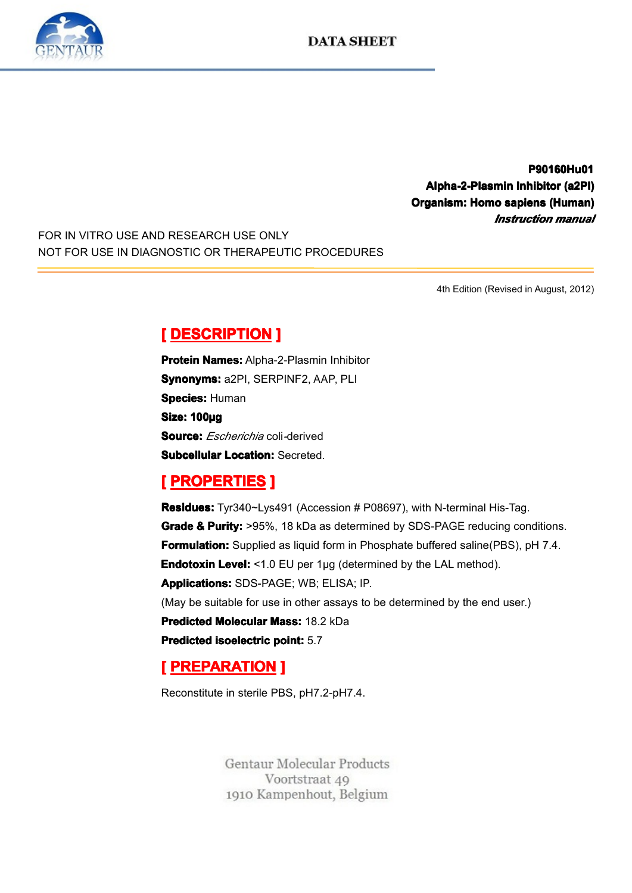# DATA SHEET

**P90160Hu01**
**Alpha-2-Plasmin Inhibitor (a2PI)**
**Organism: Homo sapiens (Human)**
***Instruction manual***

FOR IN VITRO USE AND RESEARCH USE ONLY
NOT FOR USE IN DIAGNOSTIC OR THERAPEUTIC PROCEDURES

4th Edition (Revised in August, 2012)

## [ DESCRIPTION ]

**Protein Names:** Alpha-2-Plasmin Inhibitor
**Synonyms:** a2PI, SERPINF2, AAP, PLI
**Species:** Human
**Size: 100µg**
**Source:** *Escherichia* coli-derived
**Subcellular Location:** Secreted.

## [ PROPERTIES ]

**Residues:** Tyr340~Lys491 (Accession # P08697), with N-terminal His-Tag.
**Grade & Purity:** >95%, 18 kDa as determined by SDS-PAGE reducing conditions.
**Formulation:** Supplied as liquid form in Phosphate buffered saline(PBS), pH 7.4.
**Endotoxin Level:** <1.0 EU per 1µg (determined by the LAL method).
**Applications:** SDS-PAGE; WB; ELISA; IP.
(May be suitable for use in other assays to be determined by the end user.)
**Predicted Molecular Mass:** 18.2 kDa
**Predicted isoelectric point:** 5.7

## [ PREPARATION ]

Reconstitute in sterile PBS, pH7.2-pH7.4.

Gentaur Molecular Products
Voortstraat 49
1910 Kampenhout, Belgium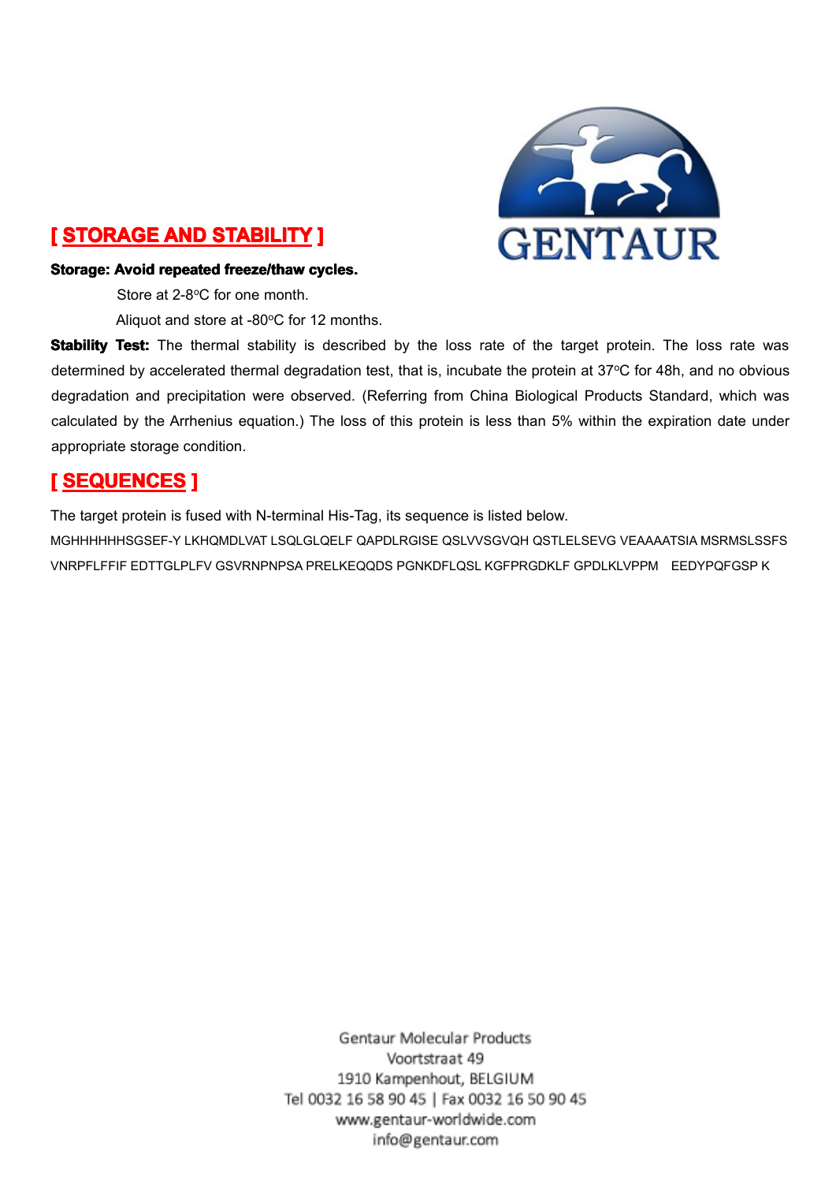## [ STORAGE AND STABILITY ]

**Storage: Avoid repeated freeze/thaw cycles.**

Store at 2-8°C for one month.

Aliquot and store at -80°C for 12 months.

**Stability Test:** The thermal stability is described by the loss rate of the target protein. The loss rate was determined by accelerated thermal degradation test, that is, incubate the protein at 37°C for 48h, and no obvious degradation and precipitation were observed. (Referring from China Biological Products Standard, which was calculated by the Arrhenius equation.) The loss of this protein is less than 5% within the expiration date under appropriate storage condition.

## [ SEQUENCES ]

The target protein is fused with N-terminal His-Tag, its sequence is listed below.

MGHHHHHHSGSEF-Y LKHQMDLVAT LSQLGLQELF QAPDLRGISE QSLVVSGVQH QSTLELSEVG VEAAAATSIA MSRMSLSSFS VNRPFLFFIF EDTTGLPLFV GSVRNPNPSA PRELKEQQDS PGNKDFLQSL KGFPRGDKLF GPDLKLVPPM EEDYPQFGSP K

Gentaur Molecular Products
Voortstraat 49
1910 Kampenhout, BELGIUM
Tel 0032 16 58 90 45 | Fax 0032 16 50 90 45
www.gentaur-worldwide.com
info@gentaur.com